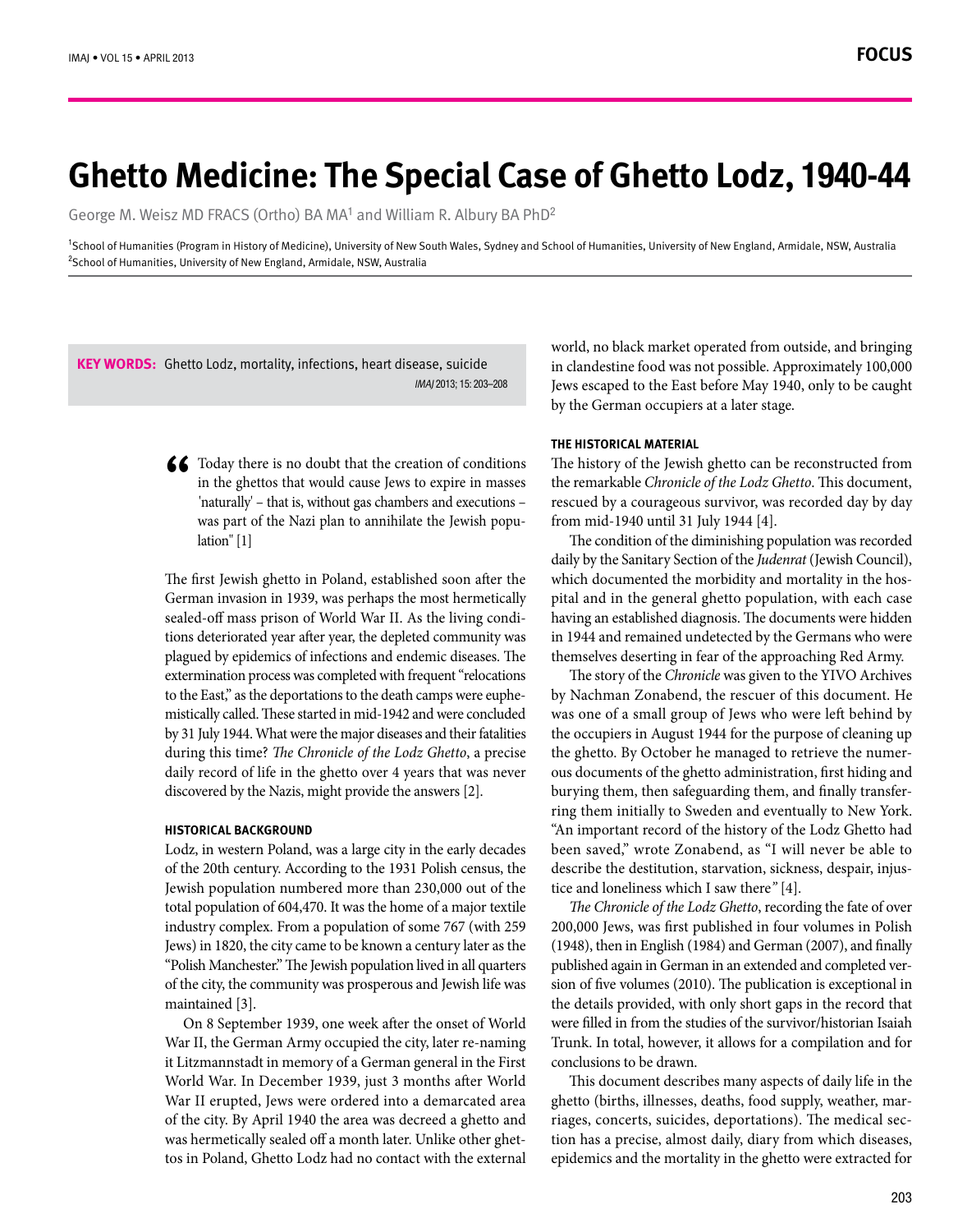# Ghetto Medicine: The Special Case of Ghetto Lodz, 1940-44

George M. Weisz MD FRACS (Ortho) BA MA[1] and William R. Albury BA PhD[2]

[1]School of Humanities (Program in History of Medicine), University of New South Wales, Sydney and School of Humanities, University of New England, Armidale, NSW, Australia
[2]School of Humanities, University of New England, Armidale, NSW, Australia

**KEY WORDS:** Ghetto Lodz, mortality, infections, heart disease, suicide

*IMAJ* 2013; 15: 203–208

> "Today there is no doubt that the creation of conditions in the ghettos that would cause Jews to expire in masses 'naturally' – that is, without gas chambers and executions – was part of the Nazi plan to annihilate the Jewish population" [1]

The first Jewish ghetto in Poland, established soon after the German invasion in 1939, was perhaps the most hermetically sealed-off mass prison of World War II. As the living conditions deteriorated year after year, the depleted community was plagued by epidemics of infections and endemic diseases. The extermination process was completed with frequent "relocations to the East," as the deportations to the death camps were euphemistically called. These started in mid-1942 and were concluded by 31 July 1944. What were the major diseases and their fatalities during this time? *The Chronicle of the Lodz Ghetto*, a precise daily record of life in the ghetto over 4 years that was never discovered by the Nazis, might provide the answers [2].

### HISTORICAL BACKGROUND

Lodz, in western Poland, was a large city in the early decades of the 20th century. According to the 1931 Polish census, the Jewish population numbered more than 230,000 out of the total population of 604,470. It was the home of a major textile industry complex. From a population of some 767 (with 259 Jews) in 1820, the city came to be known a century later as the "Polish Manchester." The Jewish population lived in all quarters of the city, the community was prosperous and Jewish life was maintained [3].

On 8 September 1939, one week after the onset of World War II, the German Army occupied the city, later re-naming it Litzmannstadt in memory of a German general in the First World War. In December 1939, just 3 months after World War II erupted, Jews were ordered into a demarcated area of the city. By April 1940 the area was decreed a ghetto and was hermetically sealed off a month later. Unlike other ghettos in Poland, Ghetto Lodz had no contact with the external world, no black market operated from outside, and bringing in clandestine food was not possible. Approximately 100,000 Jews escaped to the East before May 1940, only to be caught by the German occupiers at a later stage.

### THE HISTORICAL MATERIAL

The history of the Jewish ghetto can be reconstructed from the remarkable *Chronicle of the Lodz Ghetto*. This document, rescued by a courageous survivor, was recorded day by day from mid-1940 until 31 July 1944 [4].

The condition of the diminishing population was recorded daily by the Sanitary Section of the *Judenrat* (Jewish Council), which documented the morbidity and mortality in the hospital and in the general ghetto population, with each case having an established diagnosis. The documents were hidden in 1944 and remained undetected by the Germans who were themselves deserting in fear of the approaching Red Army.

The story of the *Chronicle* was given to the YIVO Archives by Nachman Zonabend, the rescuer of this document. He was one of a small group of Jews who were left behind by the occupiers in August 1944 for the purpose of cleaning up the ghetto. By October he managed to retrieve the numerous documents of the ghetto administration, first hiding and burying them, then safeguarding them, and finally transferring them initially to Sweden and eventually to New York. "An important record of the history of the Lodz Ghetto had been saved," wrote Zonabend, as "I will never be able to describe the destitution, starvation, sickness, despair, injustice and loneliness which I saw there" [4].

*The Chronicle of the Lodz Ghetto*, recording the fate of over 200,000 Jews, was first published in four volumes in Polish (1948), then in English (1984) and German (2007), and finally published again in German in an extended and completed version of five volumes (2010). The publication is exceptional in the details provided, with only short gaps in the record that were filled in from the studies of the survivor/historian Isaiah Trunk. In total, however, it allows for a compilation and for conclusions to be drawn.

This document describes many aspects of daily life in the ghetto (births, illnesses, deaths, food supply, weather, marriages, concerts, suicides, deportations). The medical section has a precise, almost daily, diary from which diseases, epidemics and the mortality in the ghetto were extracted for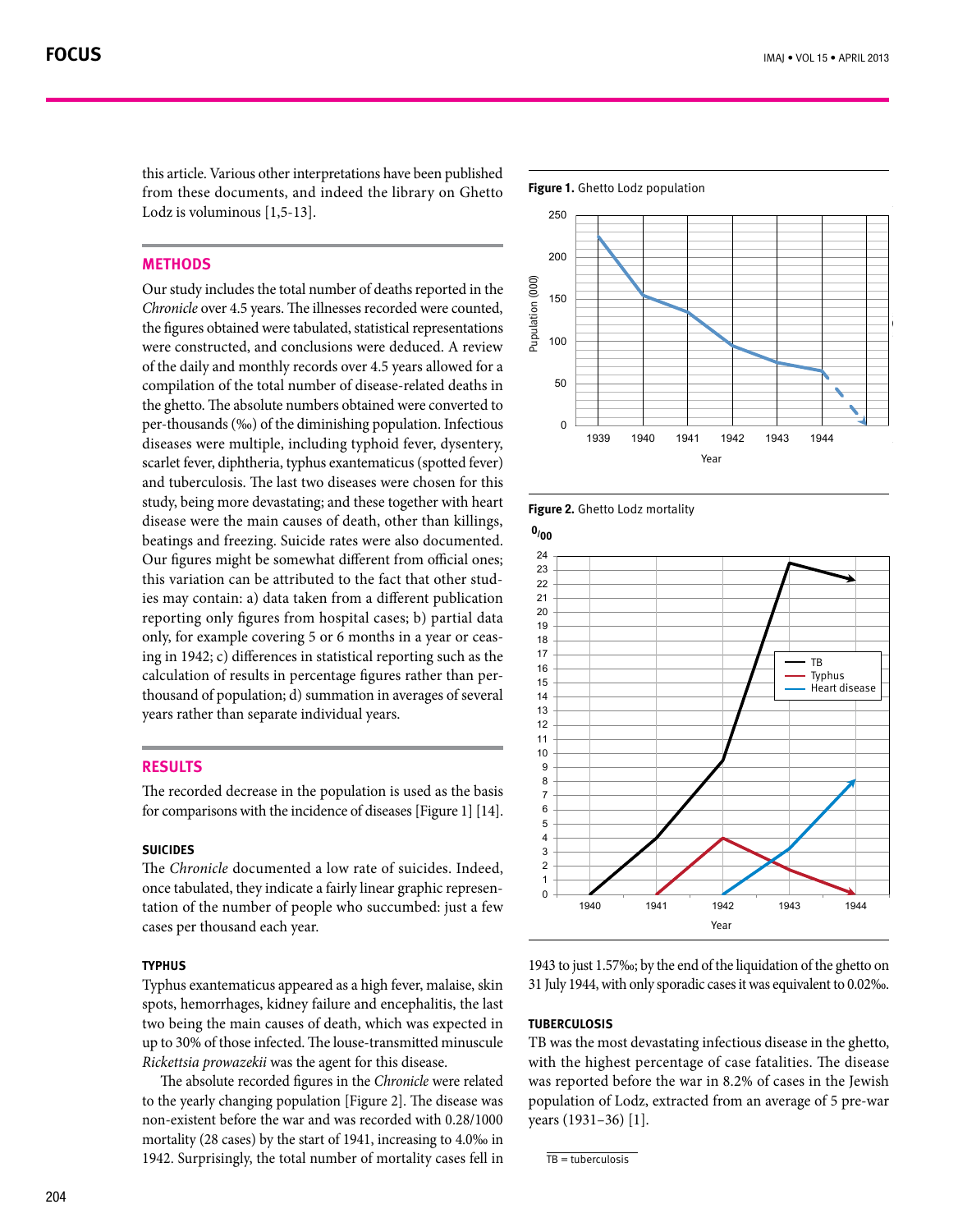this article. Various other interpretations have been published from these documents, and indeed the library on Ghetto Lodz is voluminous [1,5-13].

## METHODS

Our study includes the total number of deaths reported in the *Chronicle* over 4.5 years. The illnesses recorded were counted, the figures obtained were tabulated, statistical representations were constructed, and conclusions were deduced. A review of the daily and monthly records over 4.5 years allowed for a compilation of the total number of disease-related deaths in the ghetto. The absolute numbers obtained were converted to per-thousands (‰) of the diminishing population. Infectious diseases were multiple, including typhoid fever, dysentery, scarlet fever, diphtheria, typhus exantematicus (spotted fever) and tuberculosis. The last two diseases were chosen for this study, being more devastating; and these together with heart disease were the main causes of death, other than killings, beatings and freezing. Suicide rates were also documented. Our figures might be somewhat different from official ones; this variation can be attributed to the fact that other studies may contain: a) data taken from a different publication reporting only figures from hospital cases; b) partial data only, for example covering 5 or 6 months in a year or ceasing in 1942; c) differences in statistical reporting such as the calculation of results in percentage figures rather than per-thousand of population; d) summation in averages of several years rather than separate individual years.

## RESULTS

The recorded decrease in the population is used as the basis for comparisons with the incidence of diseases [Figure 1] [14].

### SUICIDES

The *Chronicle* documented a low rate of suicides. Indeed, once tabulated, they indicate a fairly linear graphic representation of the number of people who succumbed: just a few cases per thousand each year.

### TYPHUS

Typhus exantematicus appeared as a high fever, malaise, skin spots, hemorrhages, kidney failure and encephalitis, the last two being the main causes of death, which was expected in up to 30% of those infected. The louse-transmitted minuscule *Rickettsia prowazekii* was the agent for this disease.

The absolute recorded figures in the *Chronicle* were related to the yearly changing population [Figure 2]. The disease was non-existent before the war and was recorded with 0.28/1000 mortality (28 cases) by the start of 1941, increasing to 4.0‰ in 1942. Surprisingly, the total number of mortality cases fell in 1943 to just 1.57‰; by the end of the liquidation of the ghetto on 31 July 1944, with only sporadic cases it was equivalent to 0.02‰.

**Figure 1.** Ghetto Lodz population

**Figure 2.** Ghetto Lodz mortality

### TUBERCULOSIS

TB was the most devastating infectious disease in the ghetto, with the highest percentage of case fatalities. The disease was reported before the war in 8.2% of cases in the Jewish population of Lodz, extracted from an average of 5 pre-war years (1931–36) [1].

TB = tuberculosis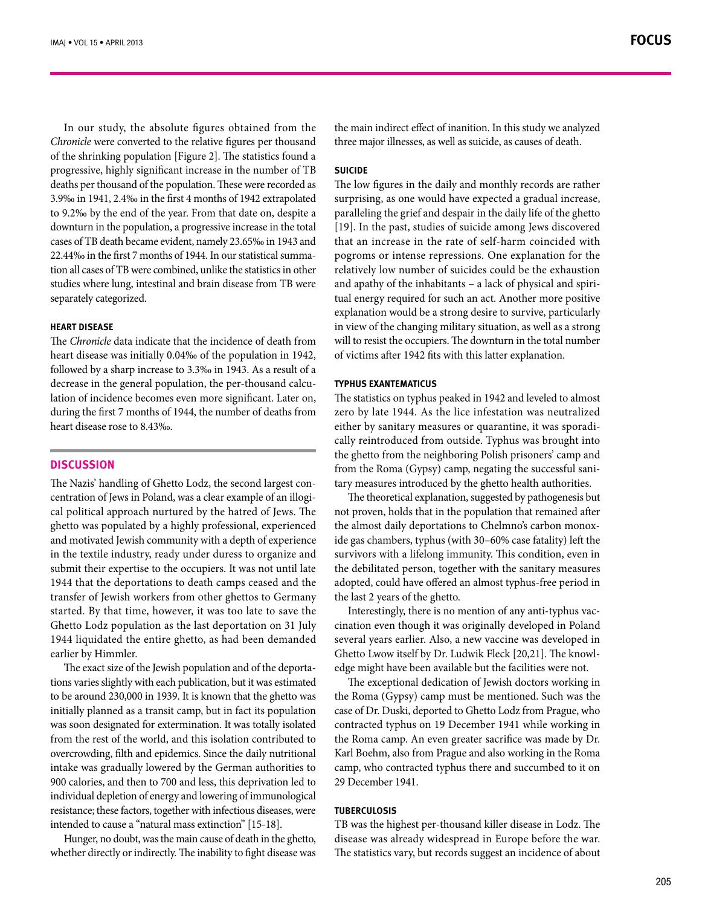In our study, the absolute figures obtained from the *Chronicle* were converted to the relative figures per thousand of the shrinking population [Figure 2]. The statistics found a progressive, highly significant increase in the number of TB deaths per thousand of the population. These were recorded as 3.9‰ in 1941, 2.4‰ in the first 4 months of 1942 extrapolated to 9.2‰ by the end of the year. From that date on, despite a downturn in the population, a progressive increase in the total cases of TB death became evident, namely 23.65‰ in 1943 and 22.44‰ in the first 7 months of 1944. In our statistical summation all cases of TB were combined, unlike the statistics in other studies where lung, intestinal and brain disease from TB were separately categorized.

### HEART DISEASE

The *Chronicle* data indicate that the incidence of death from heart disease was initially 0.04‰ of the population in 1942, followed by a sharp increase to 3.3‰ in 1943. As a result of a decrease in the general population, the per-thousand calculation of incidence becomes even more significant. Later on, during the first 7 months of 1944, the number of deaths from heart disease rose to 8.43‰.

## DISCUSSION

The Nazis' handling of Ghetto Lodz, the second largest concentration of Jews in Poland, was a clear example of an illogical political approach nurtured by the hatred of Jews. The ghetto was populated by a highly professional, experienced and motivated Jewish community with a depth of experience in the textile industry, ready under duress to organize and submit their expertise to the occupiers. It was not until late 1944 that the deportations to death camps ceased and the transfer of Jewish workers from other ghettos to Germany started. By that time, however, it was too late to save the Ghetto Lodz population as the last deportation on 31 July 1944 liquidated the entire ghetto, as had been demanded earlier by Himmler.

The exact size of the Jewish population and of the deportations varies slightly with each publication, but it was estimated to be around 230,000 in 1939. It is known that the ghetto was initially planned as a transit camp, but in fact its population was soon designated for extermination. It was totally isolated from the rest of the world, and this isolation contributed to overcrowding, filth and epidemics. Since the daily nutritional intake was gradually lowered by the German authorities to 900 calories, and then to 700 and less, this deprivation led to individual depletion of energy and lowering of immunological resistance; these factors, together with infectious diseases, were intended to cause a "natural mass extinction" [15-18].

Hunger, no doubt, was the main cause of death in the ghetto, whether directly or indirectly. The inability to fight disease was the main indirect effect of inanition. In this study we analyzed three major illnesses, as well as suicide, as causes of death.

### SUICIDE

The low figures in the daily and monthly records are rather surprising, as one would have expected a gradual increase, paralleling the grief and despair in the daily life of the ghetto [19]. In the past, studies of suicide among Jews discovered that an increase in the rate of self-harm coincided with pogroms or intense repressions. One explanation for the relatively low number of suicides could be the exhaustion and apathy of the inhabitants – a lack of physical and spiritual energy required for such an act. Another more positive explanation would be a strong desire to survive, particularly in view of the changing military situation, as well as a strong will to resist the occupiers. The downturn in the total number of victims after 1942 fits with this latter explanation.

### TYPHUS EXANTEMATICUS

The statistics on typhus peaked in 1942 and leveled to almost zero by late 1944. As the lice infestation was neutralized either by sanitary measures or quarantine, it was sporadically reintroduced from outside. Typhus was brought into the ghetto from the neighboring Polish prisoners' camp and from the Roma (Gypsy) camp, negating the successful sanitary measures introduced by the ghetto health authorities.

The theoretical explanation, suggested by pathogenesis but not proven, holds that in the population that remained after the almost daily deportations to Chelmno's carbon monoxide gas chambers, typhus (with 30–60% case fatality) left the survivors with a lifelong immunity. This condition, even in the debilitated person, together with the sanitary measures adopted, could have offered an almost typhus-free period in the last 2 years of the ghetto.

Interestingly, there is no mention of any anti-typhus vaccination even though it was originally developed in Poland several years earlier. Also, a new vaccine was developed in Ghetto Lwow itself by Dr. Ludwik Fleck [20,21]. The knowledge might have been available but the facilities were not.

The exceptional dedication of Jewish doctors working in the Roma (Gypsy) camp must be mentioned. Such was the case of Dr. Duski, deported to Ghetto Lodz from Prague, who contracted typhus on 19 December 1941 while working in the Roma camp. An even greater sacrifice was made by Dr. Karl Boehm, also from Prague and also working in the Roma camp, who contracted typhus there and succumbed to it on 29 December 1941.

### TUBERCULOSIS

TB was the highest per-thousand killer disease in Lodz. The disease was already widespread in Europe before the war. The statistics vary, but records suggest an incidence of about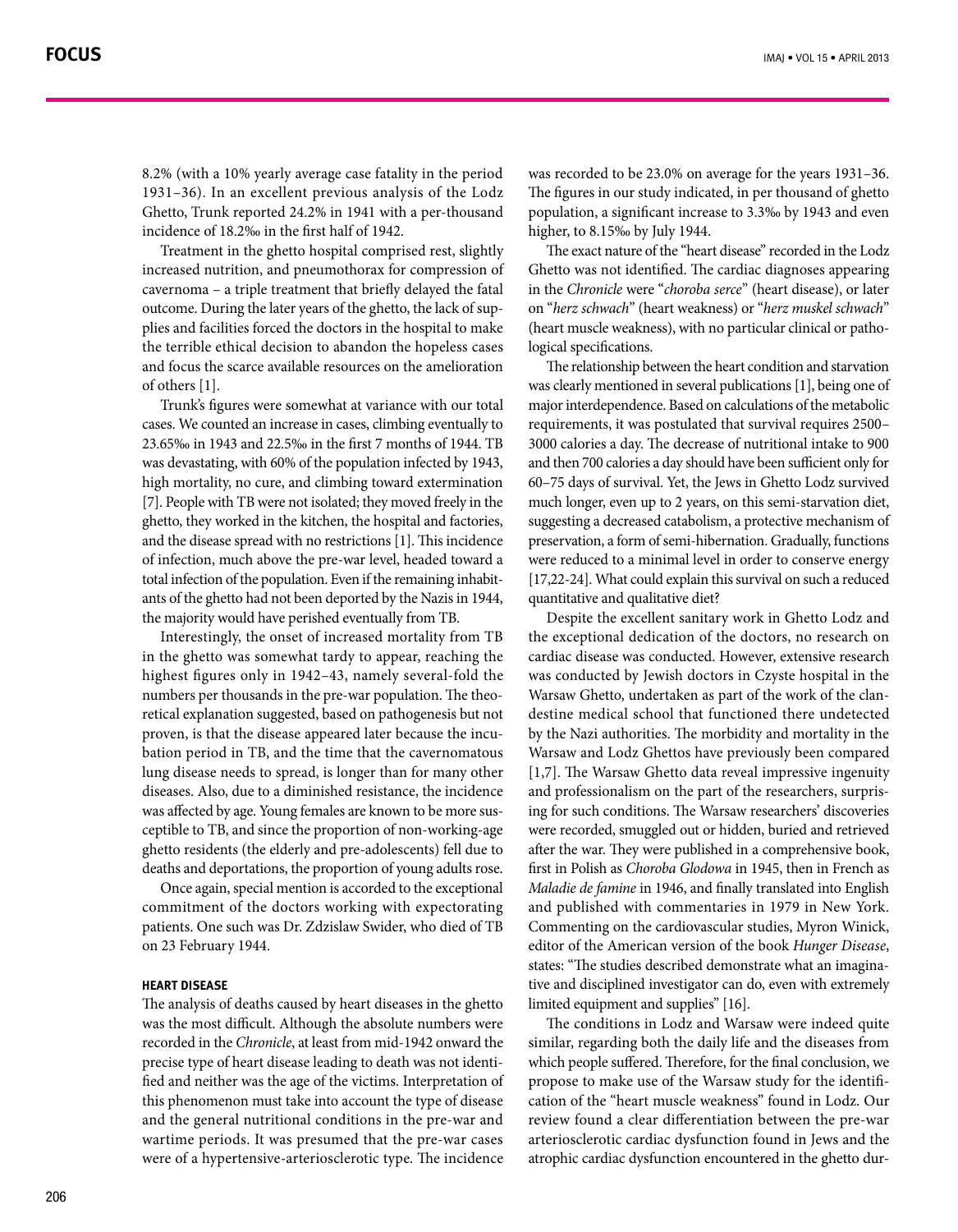8.2% (with a 10% yearly average case fatality in the period 1931–36). In an excellent previous analysis of the Lodz Ghetto, Trunk reported 24.2% in 1941 with a per-thousand incidence of 18.2‰ in the first half of 1942.

Treatment in the ghetto hospital comprised rest, slightly increased nutrition, and pneumothorax for compression of cavernoma – a triple treatment that briefly delayed the fatal outcome. During the later years of the ghetto, the lack of supplies and facilities forced the doctors in the hospital to make the terrible ethical decision to abandon the hopeless cases and focus the scarce available resources on the amelioration of others [1].

Trunk's figures were somewhat at variance with our total cases. We counted an increase in cases, climbing eventually to 23.65‰ in 1943 and 22.5‰ in the first 7 months of 1944. TB was devastating, with 60% of the population infected by 1943, high mortality, no cure, and climbing toward extermination [7]. People with TB were not isolated; they moved freely in the ghetto, they worked in the kitchen, the hospital and factories, and the disease spread with no restrictions [1]. This incidence of infection, much above the pre-war level, headed toward a total infection of the population. Even if the remaining inhabitants of the ghetto had not been deported by the Nazis in 1944, the majority would have perished eventually from TB.

Interestingly, the onset of increased mortality from TB in the ghetto was somewhat tardy to appear, reaching the highest figures only in 1942–43, namely several-fold the numbers per thousands in the pre-war population. The theoretical explanation suggested, based on pathogenesis but not proven, is that the disease appeared later because the incubation period in TB, and the time that the cavernomatous lung disease needs to spread, is longer than for many other diseases. Also, due to a diminished resistance, the incidence was affected by age. Young females are known to be more susceptible to TB, and since the proportion of non-working-age ghetto residents (the elderly and pre-adolescents) fell due to deaths and deportations, the proportion of young adults rose.

Once again, special mention is accorded to the exceptional commitment of the doctors working with expectorating patients. One such was Dr. Zdzislaw Swider, who died of TB on 23 February 1944.

### HEART DISEASE

The analysis of deaths caused by heart diseases in the ghetto was the most difficult. Although the absolute numbers were recorded in the *Chronicle*, at least from mid-1942 onward the precise type of heart disease leading to death was not identified and neither was the age of the victims. Interpretation of this phenomenon must take into account the type of disease and the general nutritional conditions in the pre-war and wartime periods. It was presumed that the pre-war cases were of a hypertensive-arteriosclerotic type. The incidence was recorded to be 23.0% on average for the years 1931–36. The figures in our study indicated, in per thousand of ghetto population, a significant increase to 3.3‰ by 1943 and even higher, to 8.15‰ by July 1944.

The exact nature of the "heart disease" recorded in the Lodz Ghetto was not identified. The cardiac diagnoses appearing in the *Chronicle* were "*choroba serce*" (heart disease), or later on "*herz schwach*" (heart weakness) or "*herz muskel schwach*" (heart muscle weakness), with no particular clinical or pathological specifications.

The relationship between the heart condition and starvation was clearly mentioned in several publications [1], being one of major interdependence. Based on calculations of the metabolic requirements, it was postulated that survival requires 2500–3000 calories a day. The decrease of nutritional intake to 900 and then 700 calories a day should have been sufficient only for 60–75 days of survival. Yet, the Jews in Ghetto Lodz survived much longer, even up to 2 years, on this semi-starvation diet, suggesting a decreased catabolism, a protective mechanism of preservation, a form of semi-hibernation. Gradually, functions were reduced to a minimal level in order to conserve energy [17,22-24]. What could explain this survival on such a reduced quantitative and qualitative diet?

Despite the excellent sanitary work in Ghetto Lodz and the exceptional dedication of the doctors, no research on cardiac disease was conducted. However, extensive research was conducted by Jewish doctors in Czyste hospital in the Warsaw Ghetto, undertaken as part of the work of the clandestine medical school that functioned there undetected by the Nazi authorities. The morbidity and mortality in the Warsaw and Lodz Ghettos have previously been compared [1,7]. The Warsaw Ghetto data reveal impressive ingenuity and professionalism on the part of the researchers, surprising for such conditions. The Warsaw researchers' discoveries were recorded, smuggled out or hidden, buried and retrieved after the war. They were published in a comprehensive book, first in Polish as *Choroba Glodowa* in 1945, then in French as *Maladie de famine* in 1946, and finally translated into English and published with commentaries in 1979 in New York. Commenting on the cardiovascular studies, Myron Winick, editor of the American version of the book *Hunger Disease*, states: "The studies described demonstrate what an imaginative and disciplined investigator can do, even with extremely limited equipment and supplies" [16].

The conditions in Lodz and Warsaw were indeed quite similar, regarding both the daily life and the diseases from which people suffered. Therefore, for the final conclusion, we propose to make use of the Warsaw study for the identification of the "heart muscle weakness" found in Lodz. Our review found a clear differentiation between the pre-war arteriosclerotic cardiac dysfunction found in Jews and the atrophic cardiac dysfunction encountered in the ghetto dur-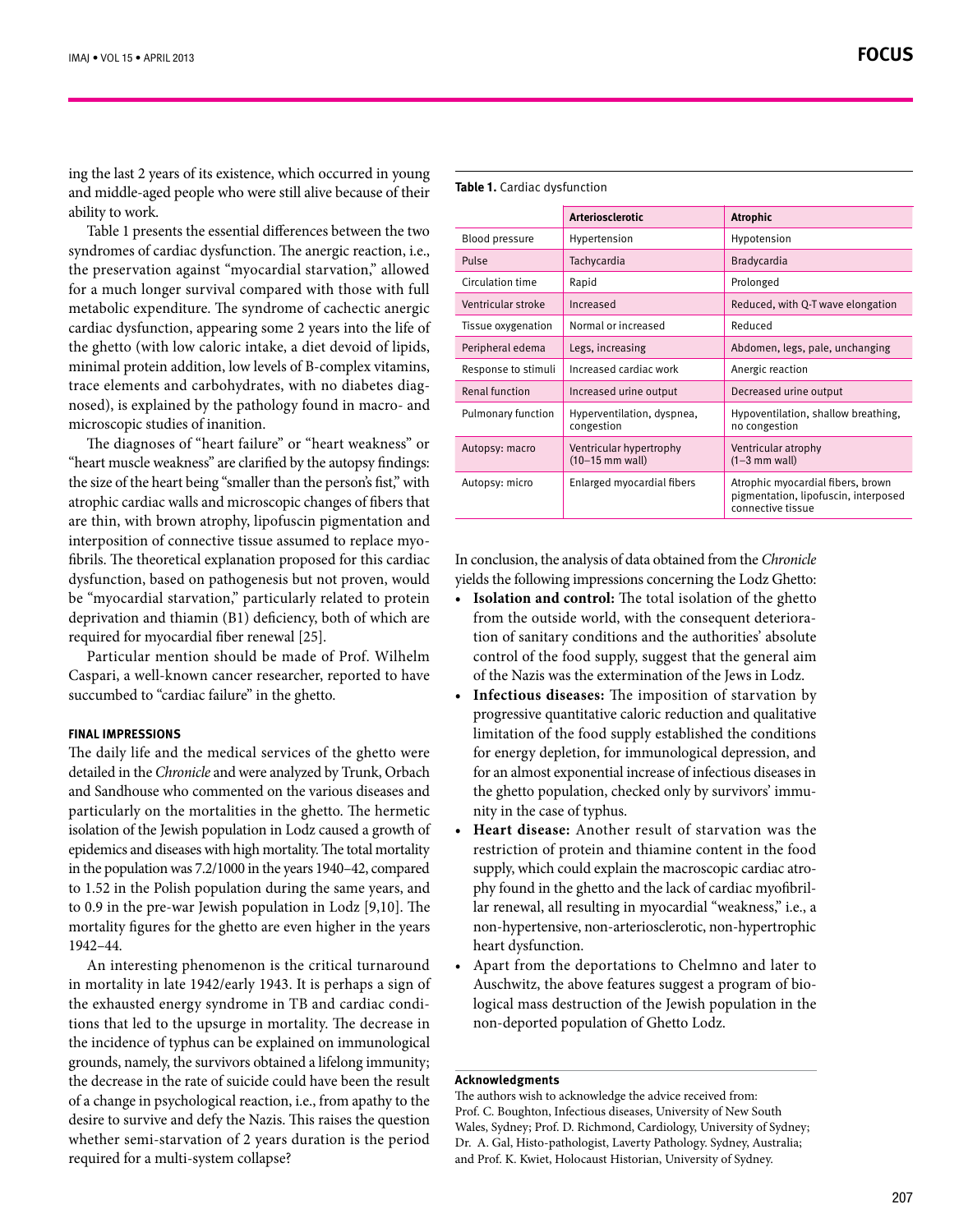ing the last 2 years of its existence, which occurred in young and middle-aged people who were still alive because of their ability to work.

Table 1 presents the essential differences between the two syndromes of cardiac dysfunction. The anergic reaction, i.e., the preservation against "myocardial starvation," allowed for a much longer survival compared with those with full metabolic expenditure. The syndrome of cachectic anergic cardiac dysfunction, appearing some 2 years into the life of the ghetto (with low caloric intake, a diet devoid of lipids, minimal protein addition, low levels of B-complex vitamins, trace elements and carbohydrates, with no diabetes diagnosed), is explained by the pathology found in macro- and microscopic studies of inanition.

The diagnoses of "heart failure" or "heart weakness" or "heart muscle weakness" are clarified by the autopsy findings: the size of the heart being "smaller than the person's fist," with atrophic cardiac walls and microscopic changes of fibers that are thin, with brown atrophy, lipofuscin pigmentation and interposition of connective tissue assumed to replace myofibrils. The theoretical explanation proposed for this cardiac dysfunction, based on pathogenesis but not proven, would be "myocardial starvation," particularly related to protein deprivation and thiamin (B1) deficiency, both of which are required for myocardial fiber renewal [25].

Particular mention should be made of Prof. Wilhelm Caspari, a well-known cancer researcher, reported to have succumbed to "cardiac failure" in the ghetto.

#### FINAL IMPRESSIONS

The daily life and the medical services of the ghetto were detailed in the *Chronicle* and were analyzed by Trunk, Orbach and Sandhouse who commented on the various diseases and particularly on the mortalities in the ghetto. The hermetic isolation of the Jewish population in Lodz caused a growth of epidemics and diseases with high mortality. The total mortality in the population was 7.2/1000 in the years 1940–42, compared to 1.52 in the Polish population during the same years, and to 0.9 in the pre-war Jewish population in Lodz [9,10]. The mortality figures for the ghetto are even higher in the years 1942–44.

An interesting phenomenon is the critical turnaround in mortality in late 1942/early 1943. It is perhaps a sign of the exhausted energy syndrome in TB and cardiac conditions that led to the upsurge in mortality. The decrease in the incidence of typhus can be explained on immunological grounds, namely, the survivors obtained a lifelong immunity; the decrease in the rate of suicide could have been the result of a change in psychological reaction, i.e., from apathy to the desire to survive and defy the Nazis. This raises the question whether semi-starvation of 2 years duration is the period required for a multi-system collapse?

**Table 1.** Cardiac dysfunction

| | Arteriosclerotic | Atrophic |
|---|---|---|
| Blood pressure | Hypertension | Hypotension |
| Pulse | Tachycardia | Bradycardia |
| Circulation time | Rapid | Prolonged |
| Ventricular stroke | Increased | Reduced, with Q-T wave elongation |
| Tissue oxygenation | Normal or increased | Reduced |
| Peripheral edema | Legs, increasing | Abdomen, legs, pale, unchanging |
| Response to stimuli | Increased cardiac work | Anergic reaction |
| Renal function | Increased urine output | Decreased urine output |
| Pulmonary function | Hyperventilation, dyspnea, congestion | Hypoventilation, shallow breathing, no congestion |
| Autopsy: macro | Ventricular hypertrophy (10–15 mm wall) | Ventricular atrophy (1–3 mm wall) |
| Autopsy: micro | Enlarged myocardial fibers | Atrophic myocardial fibers, brown pigmentation, lipofuscin, interposed connective tissue |

In conclusion, the analysis of data obtained from the *Chronicle* yields the following impressions concerning the Lodz Ghetto:

- **Isolation and control:** The total isolation of the ghetto from the outside world, with the consequent deterioration of sanitary conditions and the authorities' absolute control of the food supply, suggest that the general aim of the Nazis was the extermination of the Jews in Lodz.
- **Infectious diseases:** The imposition of starvation by progressive quantitative caloric reduction and qualitative limitation of the food supply established the conditions for energy depletion, for immunological depression, and for an almost exponential increase of infectious diseases in the ghetto population, checked only by survivors' immunity in the case of typhus.
- **Heart disease:** Another result of starvation was the restriction of protein and thiamine content in the food supply, which could explain the macroscopic cardiac atrophy found in the ghetto and the lack of cardiac myofibrillar renewal, all resulting in myocardial "weakness," i.e., a non-hypertensive, non-arteriosclerotic, non-hypertrophic heart dysfunction.
- Apart from the deportations to Chelmno and later to Auschwitz, the above features suggest a program of biological mass destruction of the Jewish population in the non-deported population of Ghetto Lodz.

#### Acknowledgments

The authors wish to acknowledge the advice received from: Prof. C. Boughton, Infectious diseases, University of New South Wales, Sydney; Prof. D. Richmond, Cardiology, University of Sydney; Dr. A. Gal, Histo-pathologist, Laverty Pathology. Sydney, Australia; and Prof. K. Kwiet, Holocaust Historian, University of Sydney.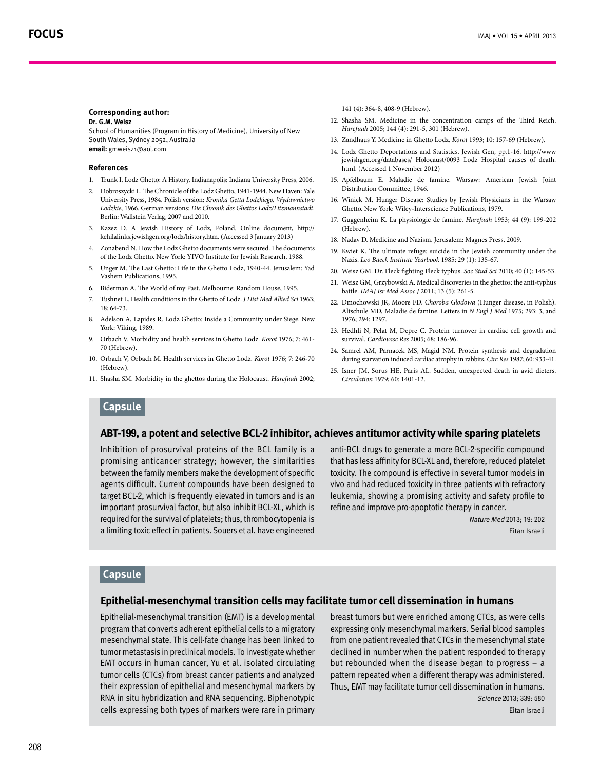**Corresponding author:**
**Dr. G.M. Weisz**
School of Humanities (Program in History of Medicine), University of New South Wales, Sydney 2052, Australia
**email:** gmweisz1@aol.com

### References

1. Trunk I. Lodz Ghetto: A History. Indianapolis: Indiana University Press, 2006.
2. Dobroszycki L. The Chronicle of the Lodz Ghetto, 1941-1944. New Haven: Yale University Press, 1984. Polish version: *Kronika Getta Lodzkiego. Wydawnictwo Lodzkie*, 1966. German versions: *Die Chronik des Ghettos Lodz/Litzmannstadt*. Berlin: Wallstein Verlag, 2007 and 2010.
3. Kazez D. A Jewish History of Lodz, Poland. Online document, http://kehilalinks.jewishgen.org/lodz/history.htm. (Accessed 3 January 2013)
4. Zonabend N. How the Lodz Ghetto documents were secured. The documents of the Lodz Ghetto. New York: YIVO Institute for Jewish Research, 1988.
5. Unger M. The Last Ghetto: Life in the Ghetto Lodz, 1940-44. Jerusalem: Yad Vashem Publications, 1995.
6. Biderman A. The World of my Past. Melbourne: Random House, 1995.
7. Tushnet L. Health conditions in the Ghetto of Lodz. *J Hist Med Allied Sci* 1963; 18: 64-73.
8. Adelson A, Lapides R. Lodz Ghetto: Inside a Community under Siege. New York: Viking, 1989.
9. Orbach V. Morbidity and health services in Ghetto Lodz. *Korot* 1976; 7: 461-70 (Hebrew).
10. Orbach V, Orbach M. Health services in Ghetto Lodz. *Korot* 1976; 7: 246-70 (Hebrew).
11. Shasha SM. Morbidity in the ghettos during the Holocaust. *Harefuah* 2002; 141 (4): 364-8, 408-9 (Hebrew).
12. Shasha SM. Medicine in the concentration camps of the Third Reich. *Harefuah* 2005; 144 (4): 291-5, 301 (Hebrew).
13. Zandhaus Y. Medicine in Ghetto Lodz. *Korot* 1993; 10: 157-69 (Hebrew).
14. Lodz Ghetto Deportations and Statistics. Jewish Gen, pp.1-16. http://www jewishgen.org/databases/ Holocaust/0093_Lodz Hospital causes of death. html. (Accessed 1 November 2012)
15. Apfelbaum E. Maladie de famine. Warsaw: American Jewish Joint Distribution Committee, 1946.
16. Winick M. Hunger Disease: Studies by Jewish Physicians in the Warsaw Ghetto. New York: Wiley-Interscience Publications, 1979.
17. Guggenheim K. La physiologie de famine. *Harefuah* 1953; 44 (9): 199-202 (Hebrew).
18. Nadav D. Medicine and Nazism. Jerusalem: Magnes Press, 2009.
19. Kwiet K. The ultimate refuge: suicide in the Jewish community under the Nazis. *Leo Baeck Institute Yearbook* 1985; 29 (1): 135-67.
20. Weisz GM. Dr. Fleck fighting Fleck typhus. *Soc Stud Sci* 2010; 40 (1): 145-53.
21. Weisz GM, Grzybowski A. Medical discoveries in the ghettos: the anti-typhus battle. *IMAJ Isr Med Assoc J* 2011; 13 (5): 261-5.
22. Dmochowski JR, Moore FD. *Choroba Glodowa* (Hunger disease, in Polish). Altschule MD, Maladie de famine. Letters in *N Engl J Med* 1975; 293: 3, and 1976; 294: 1297.
23. Hedhli N, Pelat M, Depre C. Protein turnover in cardiac cell growth and survival. *Cardiovasc Res* 2005; 68: 186-96.
24. Samrel AM, Parnacek MS, Magid NM. Protein synthesis and degradation during starvation induced cardiac atrophy in rabbits. *Circ Res* 1987; 60: 933-41.
25. Isner JM, Sorus HE, Paris AL. Sudden, unexpected death in avid dieters. *Circulation* 1979; 60: 1401-12.

## Capsule

### ABT-199, a potent and selective BCL-2 inhibitor, achieves antitumor activity while sparing platelets

Inhibition of prosurvival proteins of the BCL family is a promising anticancer strategy; however, the similarities between the family members make the development of specific agents difficult. Current compounds have been designed to target BCL-2, which is frequently elevated in tumors and is an important prosurvival factor, but also inhibit BCL-XL, which is required for the survival of platelets; thus, thrombocytopenia is a limiting toxic effect in patients. Souers et al. have engineered anti-BCL drugs to generate a more BCL-2-specific compound that has less affinity for BCL-XL and, therefore, reduced platelet toxicity. The compound is effective in several tumor models in vivo and had reduced toxicity in three patients with refractory leukemia, showing a promising activity and safety profile to refine and improve pro-apoptotic therapy in cancer.

*Nature Med* 2013; 19: 202
Eitan Israeli

## Capsule

### Epithelial-mesenchymal transition cells may facilitate tumor cell dissemination in humans

Epithelial-mesenchymal transition (EMT) is a developmental program that converts adherent epithelial cells to a migratory mesenchymal state. This cell-fate change has been linked to tumor metastasis in preclinical models. To investigate whether EMT occurs in human cancer, Yu et al. isolated circulating tumor cells (CTCs) from breast cancer patients and analyzed their expression of epithelial and mesenchymal markers by RNA in situ hybridization and RNA sequencing. Biphenotypic cells expressing both types of markers were rare in primary breast tumors but were enriched among CTCs, as were cells expressing only mesenchymal markers. Serial blood samples from one patient revealed that CTCs in the mesenchymal state declined in number when the patient responded to therapy but rebounded when the disease began to progress – a pattern repeated when a different therapy was administered. Thus, EMT may facilitate tumor cell dissemination in humans.

*Science* 2013; 339: 580
Eitan Israeli